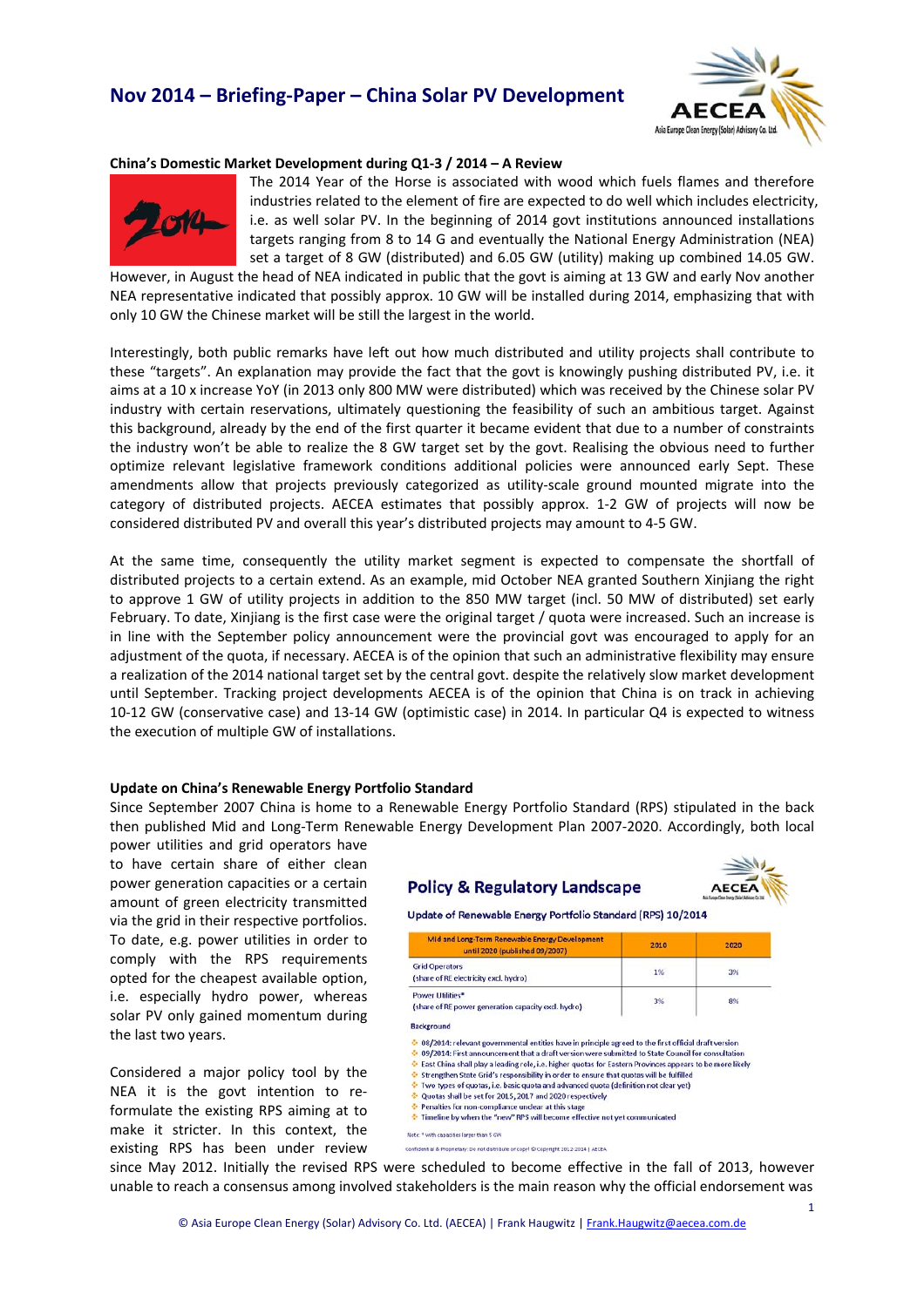# Nov 2014 – Briefing-Paper – China Solar PV Development

### China's Domestic Market Development during Q1-3 / 2014 – A Review

The 2014 Year of the Horse is associated with wood which fuels flames and therefore industries related to the element of fire are expected to do well which includes electricity, i.e. as well solar PV. In the beginning of 2014 govt institutions announced installations targets ranging from 8 to 14 G and eventually the National Energy Administration (NEA) set a target of 8 GW (distributed) and 6.05 GW (utility) making up combined 14.05 GW. However, in August the head of NEA indicated in public that the govt is aiming at 13 GW and early Nov another NEA representative indicated that possibly approx. 10 GW will be installed during 2014, emphasizing that with only 10 GW the Chinese market will be still the largest in the world.

Interestingly, both public remarks have left out how much distributed and utility projects shall contribute to these "targets". An explanation may provide the fact that the govt is knowingly pushing distributed PV, i.e. it aims at a 10 x increase YoY (in 2013 only 800 MW were distributed) which was received by the Chinese solar PV industry with certain reservations, ultimately questioning the feasibility of such an ambitious target. Against this background, already by the end of the first quarter it became evident that due to a number of constraints the industry won't be able to realize the 8 GW target set by the govt. Realising the obvious need to further optimize relevant legislative framework conditions additional policies were announced early Sept. These amendments allow that projects previously categorized as utility-scale ground mounted migrate into the category of distributed projects. AECEA estimates that possibly approx. 1-2 GW of projects will now be considered distributed PV and overall this year's distributed projects may amount to 4-5 GW.

At the same time, consequently the utility market segment is expected to compensate the shortfall of distributed projects to a certain extend. As an example, mid October NEA granted Southern Xinjiang the right to approve 1 GW of utility projects in addition to the 850 MW target (incl. 50 MW of distributed) set early February. To date, Xinjiang is the first case were the original target / quota were increased. Such an increase is in line with the September policy announcement were the provincial govt was encouraged to apply for an adjustment of the quota, if necessary. AECEA is of the opinion that such an administrative flexibility may ensure a realization of the 2014 national target set by the central govt. despite the relatively slow market development until September. Tracking project developments AECEA is of the opinion that China is on track in achieving 10-12 GW (conservative case) and 13-14 GW (optimistic case) in 2014. In particular Q4 is expected to witness the execution of multiple GW of installations.

### Update on China's Renewable Energy Portfolio Standard

Since September 2007 China is home to a Renewable Energy Portfolio Standard (RPS) stipulated in the back then published Mid and Long-Term Renewable Energy Development Plan 2007-2020. Accordingly, both local power utilities and grid operators have to have certain share of either clean power generation capacities or a certain amount of green electricity transmitted via the grid in their respective portfolios. To date, e.g. power utilities in order to comply with the RPS requirements opted for the cheapest available option, i.e. especially hydro power, whereas solar PV only gained momentum during the last two years.

**Policy & Regulatory Landscape**

Update of Renewable Energy Portfolio Standard (RPS) 10/2014

| Mid and Long-Term Renewable Energy Development until 2020 (published 09/2007) | 2010 | 2020 |
|---|---|---|
| Grid Operators (share of RE electricity excl. hydro) | 1% | 3% |
| Power Utilities* (share of RE power generation capacity excl. hydro) | 3% | 8% |

Background

- 08/2014: relevant governmental entities have in principle agreed to the first official draft version
- 09/2014: First announcement that a draft version were submitted to State Council for consultation
- East China shall play a leading role, i.e. higher quotas for Eastern Provinces appears to be more likely
- Strengthen State Grid's responsibility in order to ensure that quotas will be fulfilled
- Two types of quotas, i.e. basic quota and advanced quota (definition not clear yet)
- Quotas shall be set for 2015, 2017 and 2020 respectively
- Penalties for non-compliance unclear at this stage
- Timeline by when the "new" RPS will become effective not yet communicated

Note: * with capacities larger than 5 GW

Considered a major policy tool by the NEA it is the govt intention to re-formulate the existing RPS aiming at to make it stricter. In this context, the existing RPS has been under review since May 2012. Initially the revised RPS were scheduled to become effective in the fall of 2013, however unable to reach a consensus among involved stakeholders is the main reason why the official endorsement was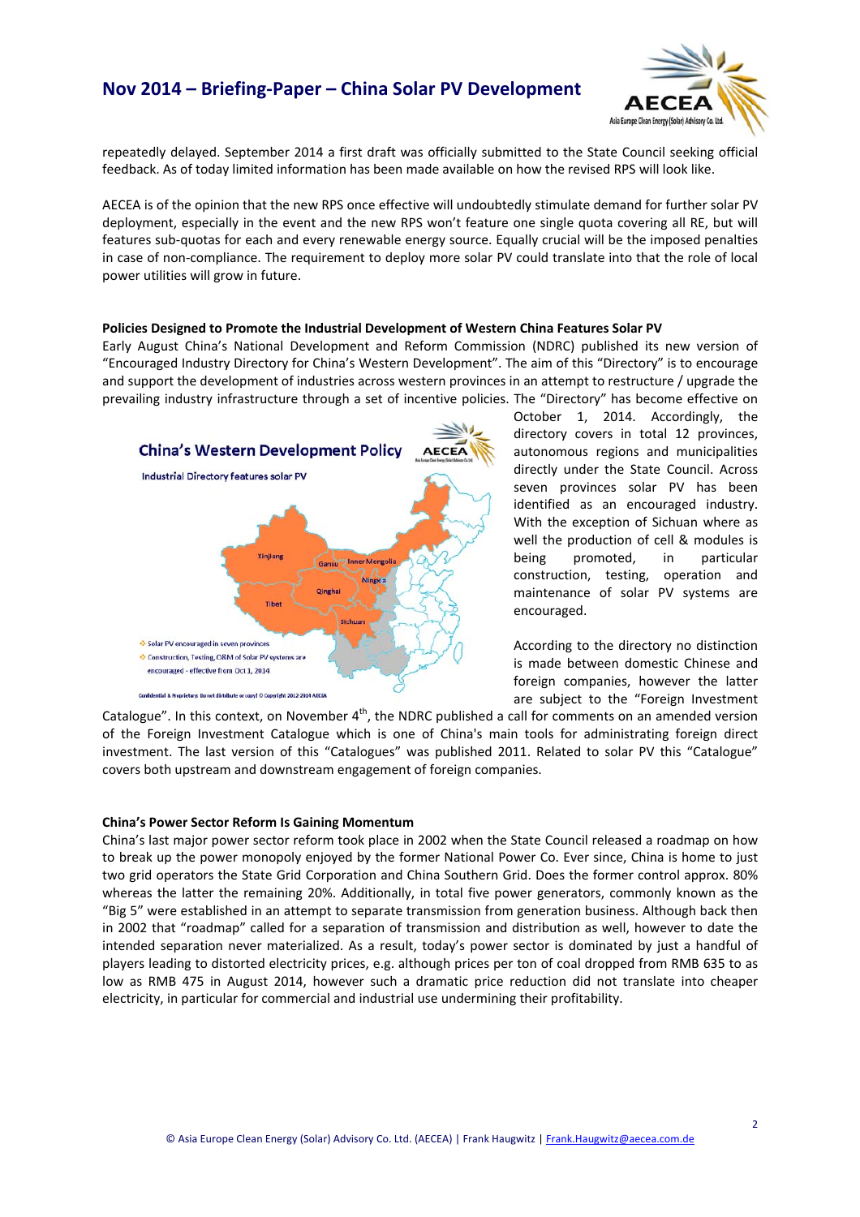repeatedly delayed. September 2014 a first draft was officially submitted to the State Council seeking official feedback. As of today limited information has been made available on how the revised RPS will look like.

AECEA is of the opinion that the new RPS once effective will undoubtedly stimulate demand for further solar PV deployment, especially in the event and the new RPS won't feature one single quota covering all RE, but will features sub-quotas for each and every renewable energy source. Equally crucial will be the imposed penalties in case of non-compliance. The requirement to deploy more solar PV could translate into that the role of local power utilities will grow in future.

**Policies Designed to Promote the Industrial Development of Western China Features Solar PV**

Early August China's National Development and Reform Commission (NDRC) published its new version of "Encouraged Industry Directory for China's Western Development". The aim of this "Directory" is to encourage and support the development of industries across western provinces in an attempt to restructure / upgrade the prevailing industry infrastructure through a set of incentive policies. The "Directory" has become effective on October 1, 2014. Accordingly, the directory covers in total 12 provinces, autonomous regions and municipalities directly under the State Council. Across seven provinces solar PV has been identified as an encouraged industry. With the exception of Sichuan where as well the production of cell & modules is being promoted, in particular construction, testing, operation and maintenance of solar PV systems are encouraged.

China's Western Development Policy

Industrial Directory features solar PV

Xinjiang

Gansu

Inner Mongolia

Ningxia

Qinghai

Tibet

Sichuan

Solar PV encouraged in seven provinces

Construction, Testing, O&M of Solar PV systems are encouraged - effective from Oct 1, 2014

Confidential & Proprietary. Do not distribute or copy! © Copyright 2012-2014 AECEA

According to the directory no distinction is made between domestic Chinese and foreign companies, however the latter are subject to the "Foreign Investment Catalogue". In this context, on November 4th, the NDRC published a call for comments on an amended version of the Foreign Investment Catalogue which is one of China's main tools for administrating foreign direct investment. The last version of this "Catalogues" was published 2011. Related to solar PV this "Catalogue" covers both upstream and downstream engagement of foreign companies.

**China's Power Sector Reform Is Gaining Momentum**

China's last major power sector reform took place in 2002 when the State Council released a roadmap on how to break up the power monopoly enjoyed by the former National Power Co. Ever since, China is home to just two grid operators the State Grid Corporation and China Southern Grid. Does the former control approx. 80% whereas the latter the remaining 20%. Additionally, in total five power generators, commonly known as the "Big 5" were established in an attempt to separate transmission from generation business. Although back then in 2002 that "roadmap" called for a separation of transmission and distribution as well, however to date the intended separation never materialized. As a result, today's power sector is dominated by just a handful of players leading to distorted electricity prices, e.g. although prices per ton of coal dropped from RMB 635 to as low as RMB 475 in August 2014, however such a dramatic price reduction did not translate into cheaper electricity, in particular for commercial and industrial use undermining their profitability.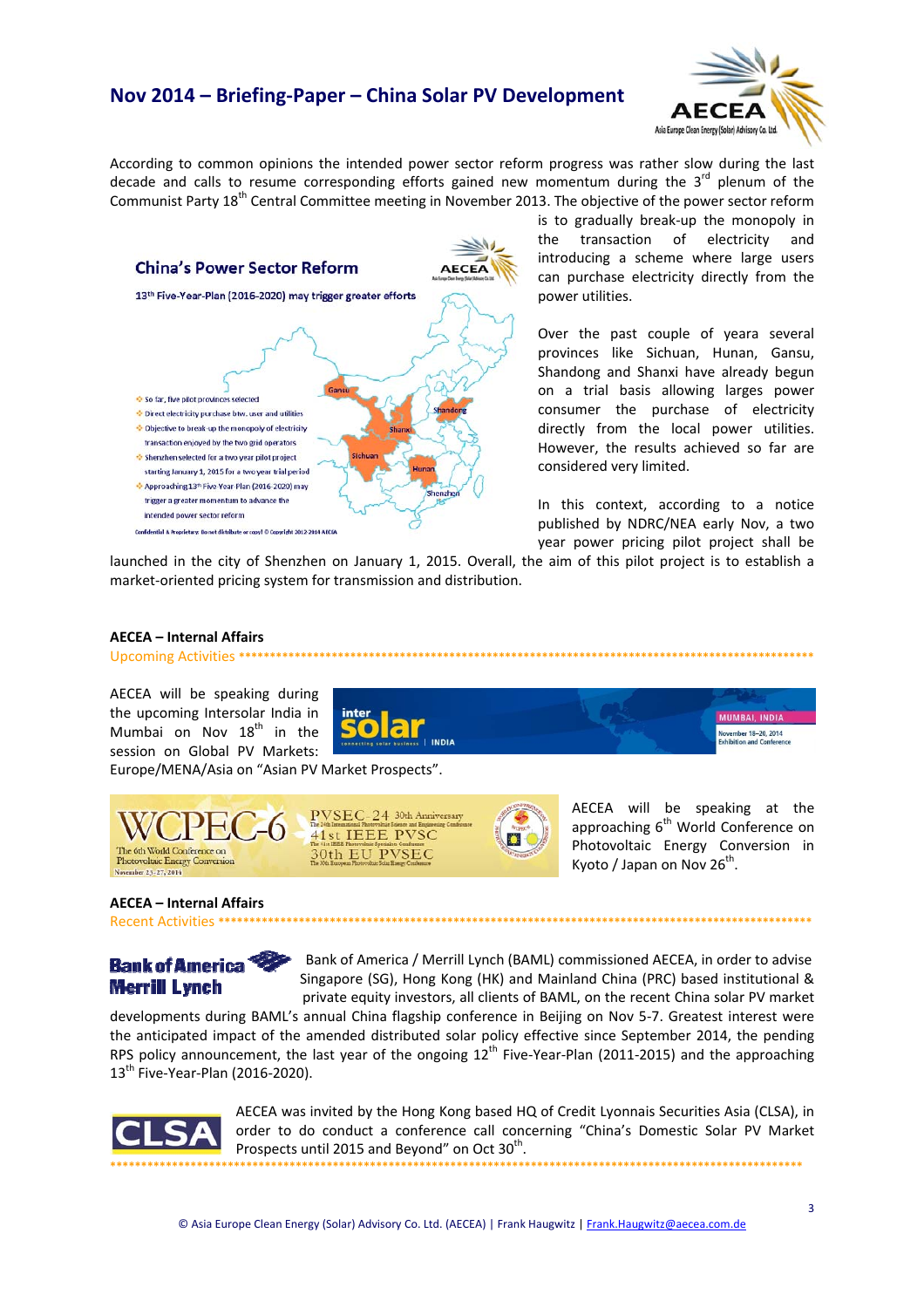## Nov 2014 – Briefing-Paper – China Solar PV Development

According to common opinions the intended power sector reform progress was rather slow during the last decade and calls to resume corresponding efforts gained new momentum during the 3rd plenum of the Communist Party 18th Central Committee meeting in November 2013. The objective of the power sector reform is to gradually break-up the monopoly in the transaction of electricity and introducing a scheme where large users can purchase electricity directly from the power utilities.

China's Power Sector Reform

13th Five-Year-Plan (2016-2020) may trigger greater efforts

- So far, five pilot provinces selected
- Direct electricity purchase btw. user and utilities
- Objective to break-up the monopoly of electricity transaction enjoyed by the two grid operators
- Shenzhen selected for a two year pilot project starting January 1, 2015 for a two year trial period
- Approaching 13th Five-Year-Plan (2016-2020) may trigger a greater momentum to advance the intended power sector reform

Gansu, Shandong, Shanxi, Sichuan, Hunan, Shenzhen

Confidential & Proprietary. Do not distribute or copy! © Copyright 2012-2014 AECEA

Over the past couple of yeara several provinces like Sichuan, Hunan, Gansu, Shandong and Shanxi have already begun on a trial basis allowing larges power consumer the purchase of electricity directly from the local power utilities. However, the results achieved so far are considered very limited.

In this context, according to a notice published by NDRC/NEA early Nov, a two year power pricing pilot project shall be launched in the city of Shenzhen on January 1, 2015. Overall, the aim of this pilot project is to establish a market-oriented pricing system for transmission and distribution.

**AECEA – Internal Affairs**

Upcoming Activities ****************************************************************************************************

AECEA will be speaking during the upcoming Intersolar India in Mumbai on Nov 18th in the session on Global PV Markets: Europe/MENA/Asia on "Asian PV Market Prospects".

intersolar – connecting solar business | INDIA – MUMBAI, INDIA – November 18–20, 2014 Exhibition and Conference

WCPEC-6 – The 6th World Conference on Photovoltaic Energy Conversion – November 23-27, 2014 – PVSEC-24 30th Anniversary – 41st IEEE PVSC – 30th EU PVSEC

AECEA will be speaking at the approaching 6th World Conference on Photovoltaic Energy Conversion in Kyoto / Japan on Nov 26th.

**AECEA – Internal Affairs**

Recent Activities ****************************************************************************************************

Bank of America Merrill Lynch

Bank of America / Merrill Lynch (BAML) commissioned AECEA, in order to advise Singapore (SG), Hong Kong (HK) and Mainland China (PRC) based institutional & private equity investors, all clients of BAML, on the recent China solar PV market developments during BAML's annual China flagship conference in Beijing on Nov 5-7. Greatest interest were the anticipated impact of the amended distributed solar policy effective since September 2014, the pending RPS policy announcement, the last year of the ongoing 12th Five-Year-Plan (2011-2015) and the approaching 13th Five-Year-Plan (2016-2020).

CLSA

AECEA was invited by the Hong Kong based HQ of Credit Lyonnais Securities Asia (CLSA), in order to do conduct a conference call concerning "China's Domestic Solar PV Market Prospects until 2015 and Beyond" on Oct 30th.

****************************************************************************************************

© Asia Europe Clean Energy (Solar) Advisory Co. Ltd. (AECEA) | Frank Haugwitz | Frank.Haugwitz@aecea.com.de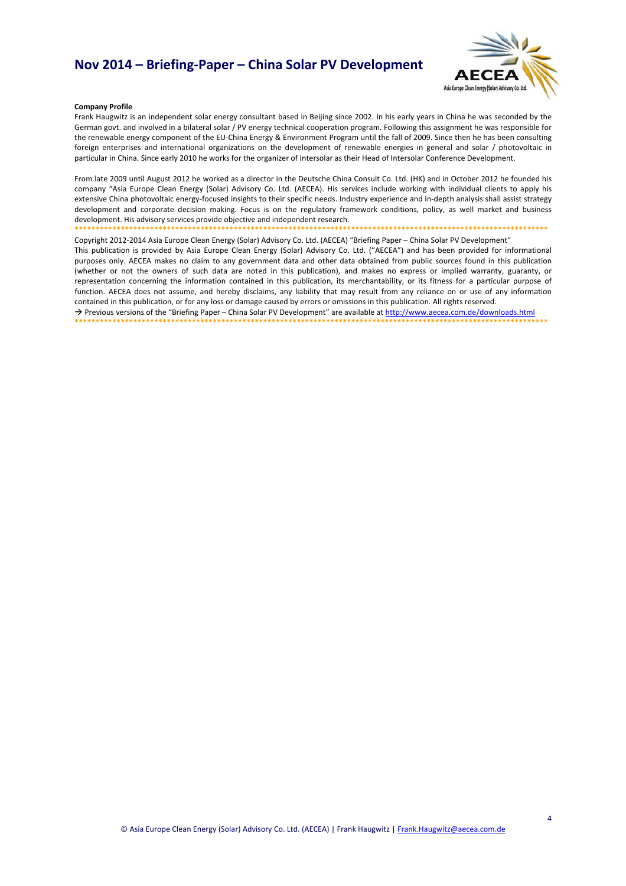**Company Profile**

Frank Haugwitz is an independent solar energy consultant based in Beijing since 2002. In his early years in China he was seconded by the German govt. and involved in a bilateral solar / PV energy technical cooperation program. Following this assignment he was responsible for the renewable energy component of the EU-China Energy & Environment Program until the fall of 2009. Since then he has been consulting foreign enterprises and international organizations on the development of renewable energies in general and solar / photovoltaic in particular in China. Since early 2010 he works for the organizer of Intersolar as their Head of Intersolar Conference Development.

From late 2009 until August 2012 he worked as a director in the Deutsche China Consult Co. Ltd. (HK) and in October 2012 he founded his company "Asia Europe Clean Energy (Solar) Advisory Co. Ltd. (AECEA). His services include working with individual clients to apply his extensive China photovoltaic energy-focused insights to their specific needs. Industry experience and in-depth analysis shall assist strategy development and corporate decision making. Focus is on the regulatory framework conditions, policy, as well market and business development. His advisory services provide objective and independent research.

\*\*\*\*\*\*\*\*\*\*\*\*\*\*\*\*\*\*\*\*\*\*\*\*\*\*\*\*\*\*\*\*\*\*\*\*\*\*\*\*\*\*\*\*\*\*\*\*\*\*\*\*\*\*\*\*\*\*\*\*\*\*\*\*\*\*\*\*\*\*\*\*\*\*\*\*\*\*\*\*\*\*\*\*\*\*\*\*\*\*\*\*\*\*\*\*\*\*\*\*

Copyright 2012-2014 Asia Europe Clean Energy (Solar) Advisory Co. Ltd. (AECEA) "Briefing Paper – China Solar PV Development"

This publication is provided by Asia Europe Clean Energy (Solar) Advisory Co. Ltd. ("AECEA") and has been provided for informational purposes only. AECEA makes no claim to any government data and other data obtained from public sources found in this publication (whether or not the owners of such data are noted in this publication), and makes no express or implied warranty, guaranty, or representation concerning the information contained in this publication, its merchantability, or its fitness for a particular purpose of function. AECEA does not assume, and hereby disclaims, any liability that may result from any reliance on or use of any information contained in this publication, or for any loss or damage caused by errors or omissions in this publication. All rights reserved.

→ Previous versions of the "Briefing Paper – China Solar PV Development" are available at http://www.aecea.com.de/downloads.html

\*\*\*\*\*\*\*\*\*\*\*\*\*\*\*\*\*\*\*\*\*\*\*\*\*\*\*\*\*\*\*\*\*\*\*\*\*\*\*\*\*\*\*\*\*\*\*\*\*\*\*\*\*\*\*\*\*\*\*\*\*\*\*\*\*\*\*\*\*\*\*\*\*\*\*\*\*\*\*\*\*\*\*\*\*\*\*\*\*\*\*\*\*\*\*\*\*\*\*\*